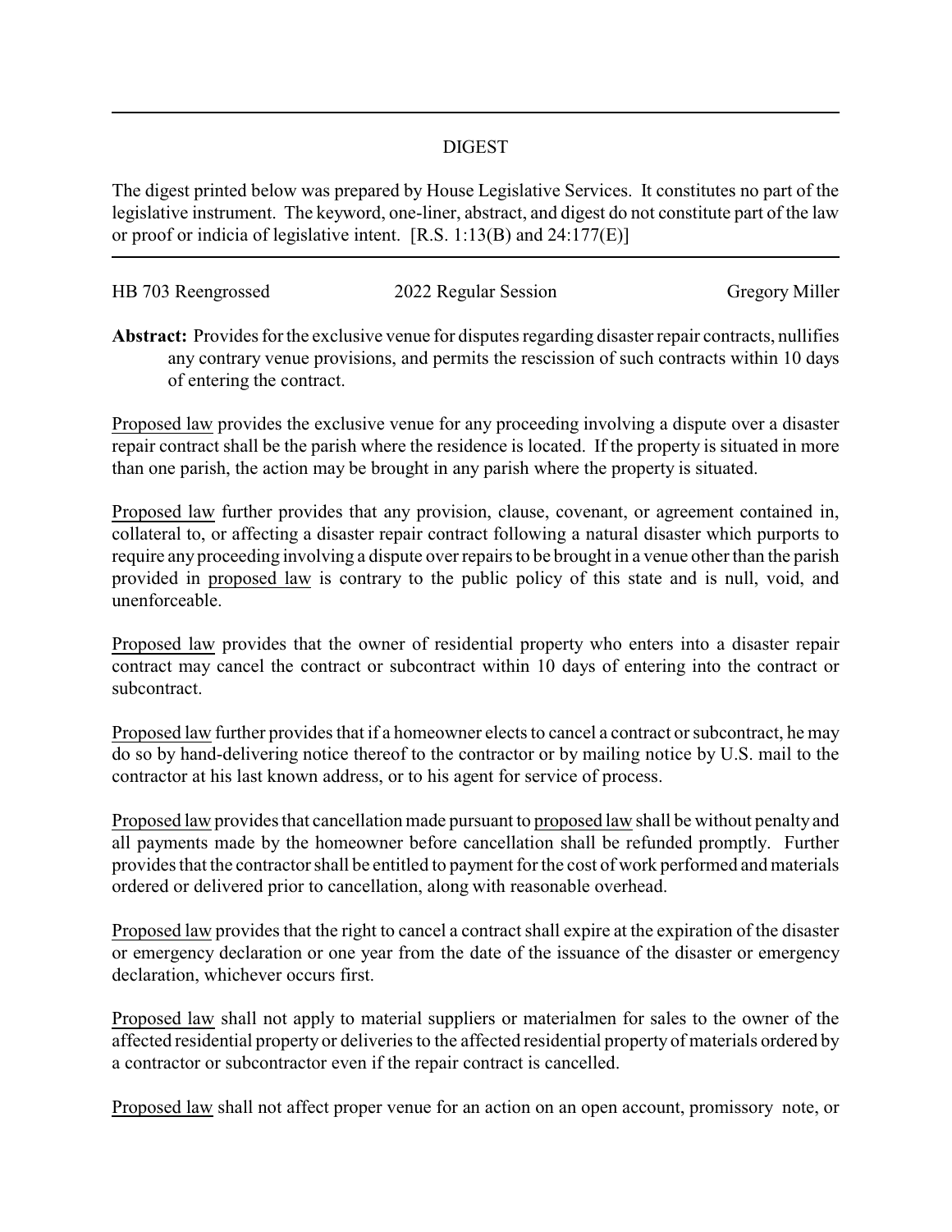# DIGEST

The digest printed below was prepared by House Legislative Services. It constitutes no part of the legislative instrument. The keyword, one-liner, abstract, and digest do not constitute part of the law or proof or indicia of legislative intent. [R.S. 1:13(B) and 24:177(E)]

---

HB 703 Reengrossed | 2022 Regular Session | Gregory Miller

**Abstract:** Provides for the exclusive venue for disputes regarding disaster repair contracts, nullifies any contrary venue provisions, and permits the rescission of such contracts within 10 days of entering the contract.

Proposed law provides the exclusive venue for any proceeding involving a dispute over a disaster repair contract shall be the parish where the residence is located. If the property is situated in more than one parish, the action may be brought in any parish where the property is situated.

Proposed law further provides that any provision, clause, covenant, or agreement contained in, collateral to, or affecting a disaster repair contract following a natural disaster which purports to require any proceeding involving a dispute over repairs to be brought in a venue other than the parish provided in proposed law is contrary to the public policy of this state and is null, void, and unenforceable.

Proposed law provides that the owner of residential property who enters into a disaster repair contract may cancel the contract or subcontract within 10 days of entering into the contract or subcontract.

Proposed law further provides that if a homeowner elects to cancel a contract or subcontract, he may do so by hand-delivering notice thereof to the contractor or by mailing notice by U.S. mail to the contractor at his last known address, or to his agent for service of process.

Proposed law provides that cancellation made pursuant to proposed law shall be without penalty and all payments made by the homeowner before cancellation shall be refunded promptly. Further provides that the contractor shall be entitled to payment for the cost of work performed and materials ordered or delivered prior to cancellation, along with reasonable overhead.

Proposed law provides that the right to cancel a contract shall expire at the expiration of the disaster or emergency declaration or one year from the date of the issuance of the disaster or emergency declaration, whichever occurs first.

Proposed law shall not apply to material suppliers or materialmen for sales to the owner of the affected residential property or deliveries to the affected residential property of materials ordered by a contractor or subcontractor even if the repair contract is cancelled.

Proposed law shall not affect proper venue for an action on an open account, promissory note, or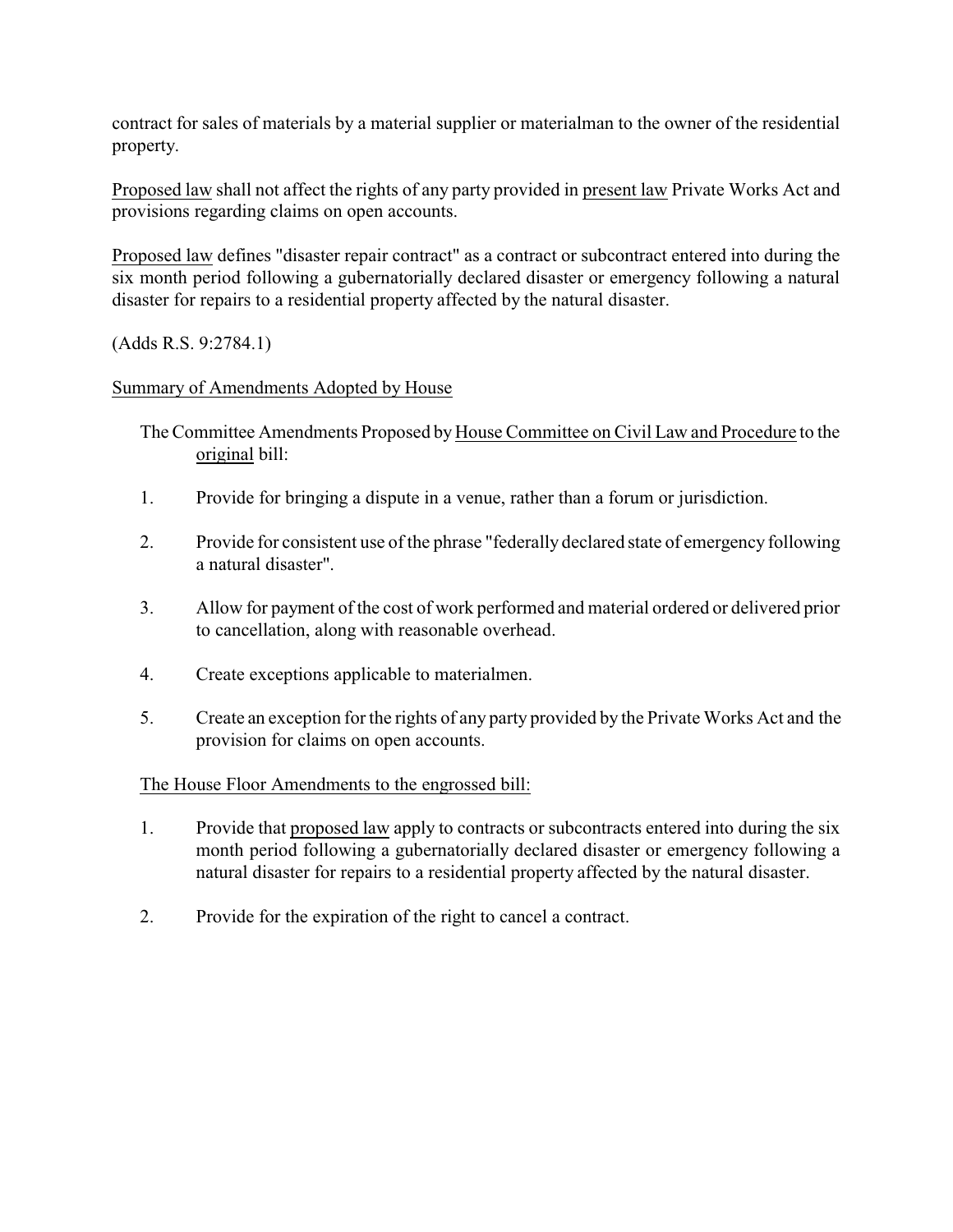contract for sales of materials by a material supplier or materialman to the owner of the residential property.

Proposed law shall not affect the rights of any party provided in present law Private Works Act and provisions regarding claims on open accounts.

Proposed law defines "disaster repair contract" as a contract or subcontract entered into during the six month period following a gubernatorially declared disaster or emergency following a natural disaster for repairs to a residential property affected by the natural disaster.

(Adds R.S. 9:2784.1)

Summary of Amendments Adopted by House

The Committee Amendments Proposed by House Committee on Civil Law and Procedure to the original bill:

1. Provide for bringing a dispute in a venue, rather than a forum or jurisdiction.
2. Provide for consistent use of the phrase "federally declared state of emergency following a natural disaster".
3. Allow for payment of the cost of work performed and material ordered or delivered prior to cancellation, along with reasonable overhead.
4. Create exceptions applicable to materialmen.
5. Create an exception for the rights of any party provided by the Private Works Act and the provision for claims on open accounts.

The House Floor Amendments to the engrossed bill:

1. Provide that proposed law apply to contracts or subcontracts entered into during the six month period following a gubernatorially declared disaster or emergency following a natural disaster for repairs to a residential property affected by the natural disaster.
2. Provide for the expiration of the right to cancel a contract.